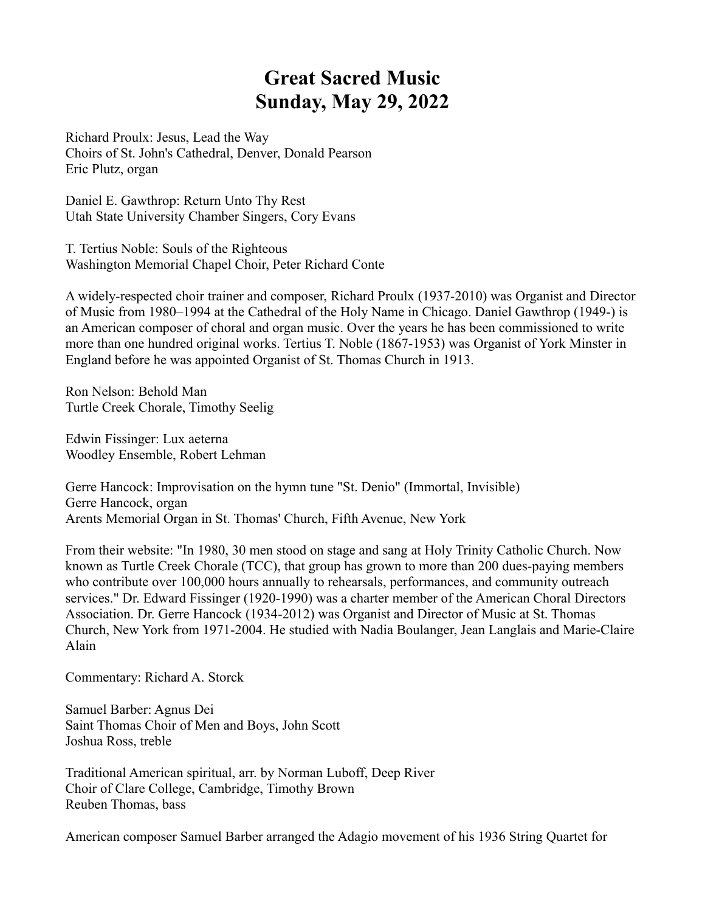# Great Sacred Music
# Sunday, May 29, 2022

Richard Proulx: Jesus, Lead the Way
Choirs of St. John's Cathedral, Denver, Donald Pearson
Eric Plutz, organ

Daniel E. Gawthrop: Return Unto Thy Rest
Utah State University Chamber Singers, Cory Evans

T. Tertius Noble: Souls of the Righteous
Washington Memorial Chapel Choir, Peter Richard Conte

A widely-respected choir trainer and composer, Richard Proulx (1937-2010) was Organist and Director of Music from 1980–1994 at the Cathedral of the Holy Name in Chicago. Daniel Gawthrop (1949-) is an American composer of choral and organ music. Over the years he has been commissioned to write more than one hundred original works. Tertius T. Noble (1867-1953) was Organist of York Minster in England before he was appointed Organist of St. Thomas Church in 1913.

Ron Nelson: Behold Man
Turtle Creek Chorale, Timothy Seelig

Edwin Fissinger: Lux aeterna
Woodley Ensemble, Robert Lehman

Gerre Hancock: Improvisation on the hymn tune "St. Denio" (Immortal, Invisible)
Gerre Hancock, organ
Arents Memorial Organ in St. Thomas' Church, Fifth Avenue, New York

From their website: "In 1980, 30 men stood on stage and sang at Holy Trinity Catholic Church. Now known as Turtle Creek Chorale (TCC), that group has grown to more than 200 dues-paying members who contribute over 100,000 hours annually to rehearsals, performances, and community outreach services." Dr. Edward Fissinger (1920-1990) was a charter member of the American Choral Directors Association. Dr. Gerre Hancock (1934-2012) was Organist and Director of Music at St. Thomas Church, New York from 1971-2004. He studied with Nadia Boulanger, Jean Langlais and Marie-Claire Alain

Commentary: Richard A. Storck

Samuel Barber: Agnus Dei
Saint Thomas Choir of Men and Boys, John Scott
Joshua Ross, treble

Traditional American spiritual, arr. by Norman Luboff, Deep River
Choir of Clare College, Cambridge, Timothy Brown
Reuben Thomas, bass

American composer Samuel Barber arranged the Adagio movement of his 1936 String Quartet for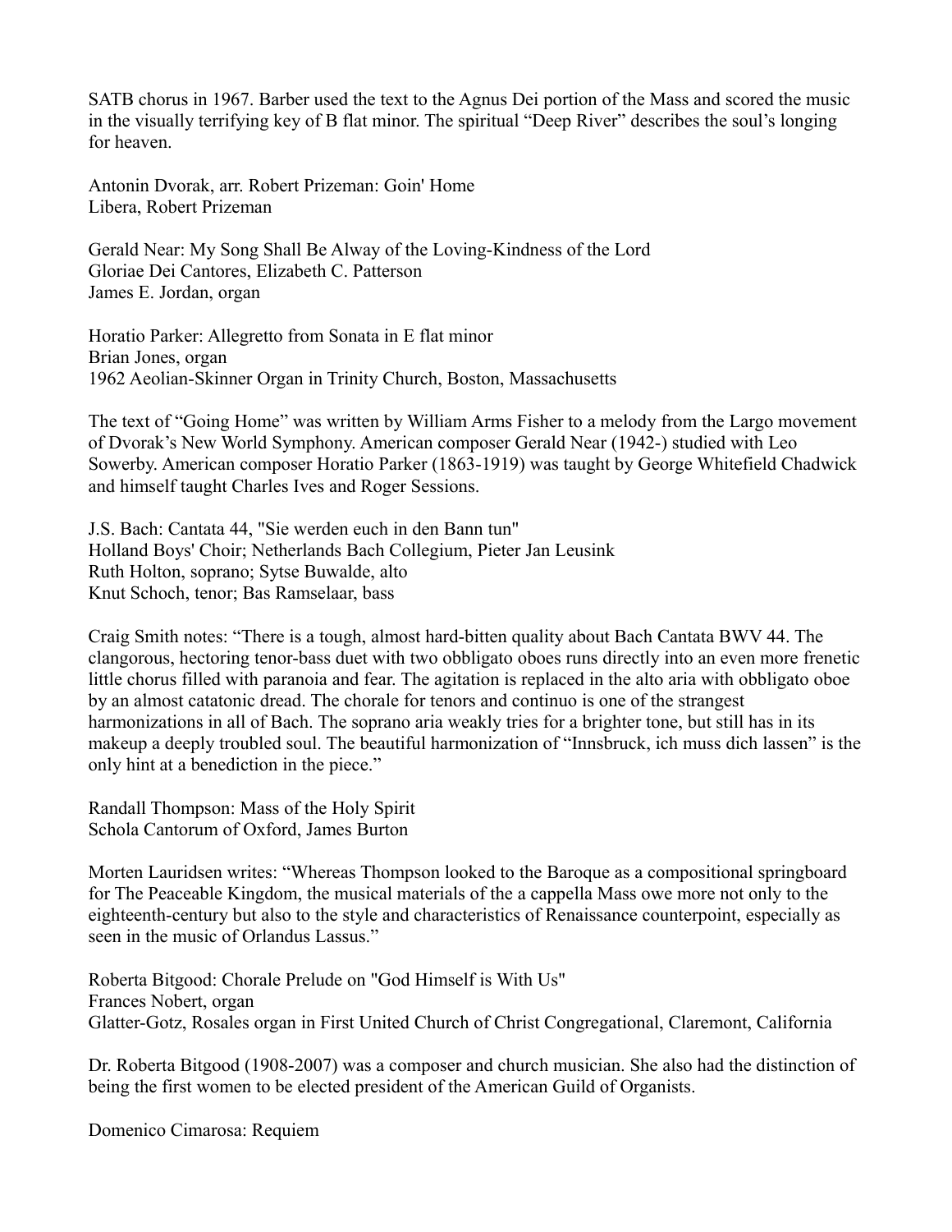SATB chorus in 1967. Barber used the text to the Agnus Dei portion of the Mass and scored the music in the visually terrifying key of B flat minor. The spiritual "Deep River" describes the soul's longing for heaven.

Antonin Dvorak, arr. Robert Prizeman: Goin' Home
Libera, Robert Prizeman

Gerald Near: My Song Shall Be Alway of the Loving-Kindness of the Lord
Gloriae Dei Cantores, Elizabeth C. Patterson
James E. Jordan, organ

Horatio Parker: Allegretto from Sonata in E flat minor
Brian Jones, organ
1962 Aeolian-Skinner Organ in Trinity Church, Boston, Massachusetts

The text of "Going Home" was written by William Arms Fisher to a melody from the Largo movement of Dvorak's New World Symphony. American composer Gerald Near (1942-) studied with Leo Sowerby. American composer Horatio Parker (1863-1919) was taught by George Whitefield Chadwick and himself taught Charles Ives and Roger Sessions.

J.S. Bach: Cantata 44, "Sie werden euch in den Bann tun"
Holland Boys' Choir; Netherlands Bach Collegium, Pieter Jan Leusink
Ruth Holton, soprano; Sytse Buwalde, alto
Knut Schoch, tenor; Bas Ramselaar, bass

Craig Smith notes: "There is a tough, almost hard-bitten quality about Bach Cantata BWV 44. The clangorous, hectoring tenor-bass duet with two obbligato oboes runs directly into an even more frenetic little chorus filled with paranoia and fear. The agitation is replaced in the alto aria with obbligato oboe by an almost catatonic dread. The chorale for tenors and continuo is one of the strangest harmonizations in all of Bach. The soprano aria weakly tries for a brighter tone, but still has in its makeup a deeply troubled soul. The beautiful harmonization of "Innsbruck, ich muss dich lassen" is the only hint at a benediction in the piece."

Randall Thompson: Mass of the Holy Spirit
Schola Cantorum of Oxford, James Burton

Morten Lauridsen writes: "Whereas Thompson looked to the Baroque as a compositional springboard for The Peaceable Kingdom, the musical materials of the a cappella Mass owe more not only to the eighteenth-century but also to the style and characteristics of Renaissance counterpoint, especially as seen in the music of Orlandus Lassus."

Roberta Bitgood: Chorale Prelude on "God Himself is With Us"
Frances Nobert, organ
Glatter-Gotz, Rosales organ in First United Church of Christ Congregational, Claremont, California

Dr. Roberta Bitgood (1908-2007) was a composer and church musician. She also had the distinction of being the first women to be elected president of the American Guild of Organists.

Domenico Cimarosa: Requiem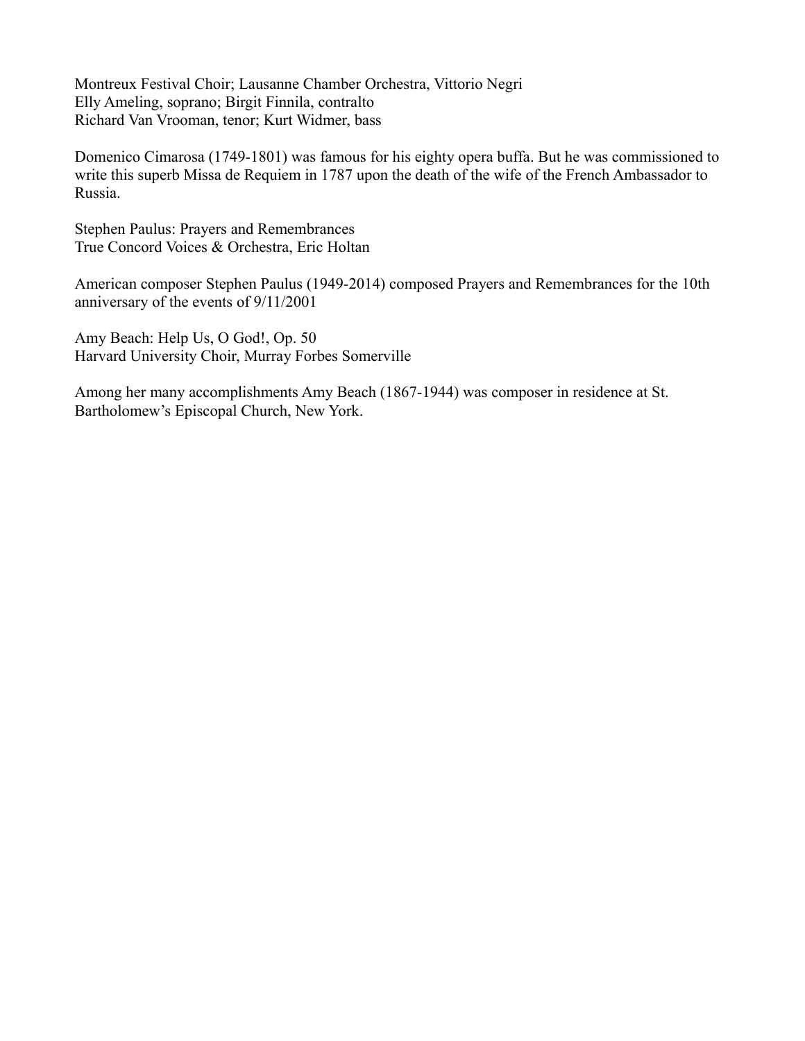Montreux Festival Choir; Lausanne Chamber Orchestra, Vittorio Negri
Elly Ameling, soprano; Birgit Finnila, contralto
Richard Van Vrooman, tenor; Kurt Widmer, bass

Domenico Cimarosa (1749-1801) was famous for his eighty opera buffa. But he was commissioned to write this superb Missa de Requiem in 1787 upon the death of the wife of the French Ambassador to Russia.

Stephen Paulus: Prayers and Remembrances
True Concord Voices & Orchestra, Eric Holtan

American composer Stephen Paulus (1949-2014) composed Prayers and Remembrances for the 10th anniversary of the events of 9/11/2001

Amy Beach: Help Us, O God!, Op. 50
Harvard University Choir, Murray Forbes Somerville

Among her many accomplishments Amy Beach (1867-1944) was composer in residence at St. Bartholomew's Episcopal Church, New York.